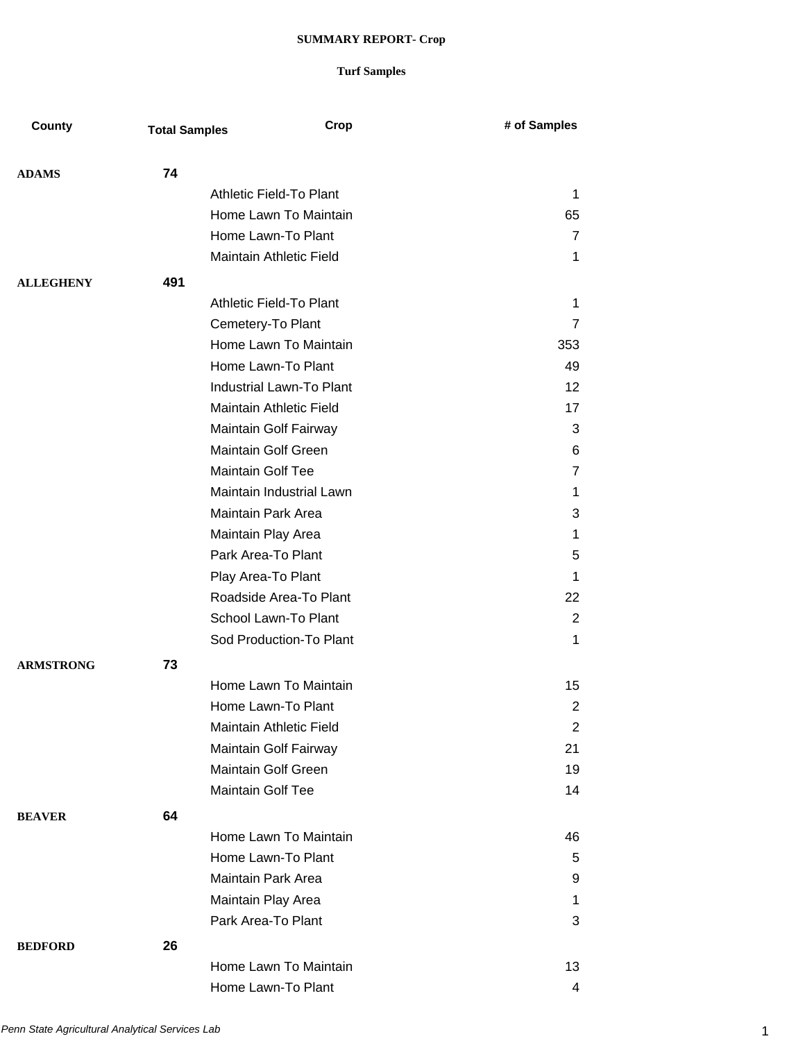# SUMMARY REPORT- Crop

## Turf Samples

| County | Total Samples | Crop | # of Samples |
|---|---|---|---|
| **ADAMS** | **74** | | |
| | | Athletic Field-To Plant | 1 |
| | | Home Lawn To Maintain | 65 |
| | | Home Lawn-To Plant | 7 |
| | | Maintain Athletic Field | 1 |
| **ALLEGHENY** | **491** | | |
| | | Athletic Field-To Plant | 1 |
| | | Cemetery-To Plant | 7 |
| | | Home Lawn To Maintain | 353 |
| | | Home Lawn-To Plant | 49 |
| | | Industrial Lawn-To Plant | 12 |
| | | Maintain Athletic Field | 17 |
| | | Maintain Golf Fairway | 3 |
| | | Maintain Golf Green | 6 |
| | | Maintain Golf Tee | 7 |
| | | Maintain Industrial Lawn | 1 |
| | | Maintain Park Area | 3 |
| | | Maintain Play Area | 1 |
| | | Park Area-To Plant | 5 |
| | | Play Area-To Plant | 1 |
| | | Roadside Area-To Plant | 22 |
| | | School Lawn-To Plant | 2 |
| | | Sod Production-To Plant | 1 |
| **ARMSTRONG** | **73** | | |
| | | Home Lawn To Maintain | 15 |
| | | Home Lawn-To Plant | 2 |
| | | Maintain Athletic Field | 2 |
| | | Maintain Golf Fairway | 21 |
| | | Maintain Golf Green | 19 |
| | | Maintain Golf Tee | 14 |
| **BEAVER** | **64** | | |
| | | Home Lawn To Maintain | 46 |
| | | Home Lawn-To Plant | 5 |
| | | Maintain Park Area | 9 |
| | | Maintain Play Area | 1 |
| | | Park Area-To Plant | 3 |
| **BEDFORD** | **26** | | |
| | | Home Lawn To Maintain | 13 |
| | | Home Lawn-To Plant | 4 |

*Penn State Agricultural Analytical Services Lab*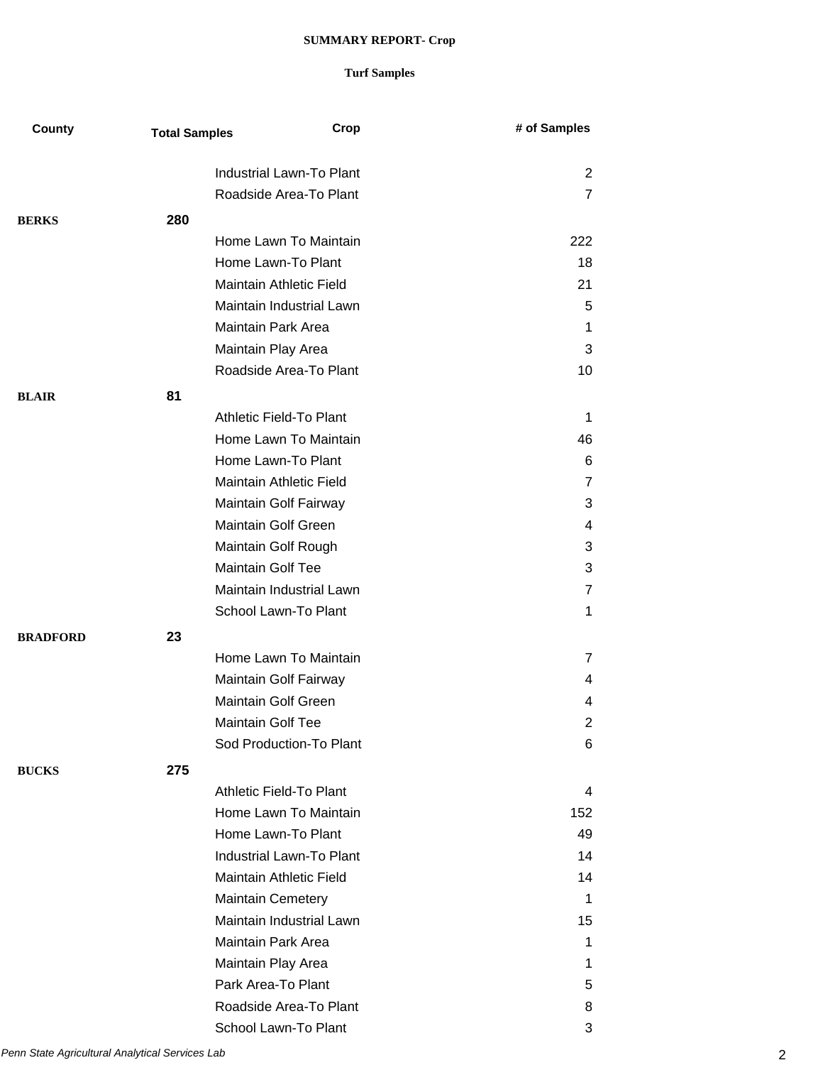**SUMMARY REPORT- Crop**

**Turf Samples**

| County | Total Samples | Crop | # of Samples |
|---|---|---|---|
| | | Industrial Lawn-To Plant | 2 |
| | | Roadside Area-To Plant | 7 |
| **BERKS** | **280** | | |
| | | Home Lawn To Maintain | 222 |
| | | Home Lawn-To Plant | 18 |
| | | Maintain Athletic Field | 21 |
| | | Maintain Industrial Lawn | 5 |
| | | Maintain Park Area | 1 |
| | | Maintain Play Area | 3 |
| | | Roadside Area-To Plant | 10 |
| **BLAIR** | **81** | | |
| | | Athletic Field-To Plant | 1 |
| | | Home Lawn To Maintain | 46 |
| | | Home Lawn-To Plant | 6 |
| | | Maintain Athletic Field | 7 |
| | | Maintain Golf Fairway | 3 |
| | | Maintain Golf Green | 4 |
| | | Maintain Golf Rough | 3 |
| | | Maintain Golf Tee | 3 |
| | | Maintain Industrial Lawn | 7 |
| | | School Lawn-To Plant | 1 |
| **BRADFORD** | **23** | | |
| | | Home Lawn To Maintain | 7 |
| | | Maintain Golf Fairway | 4 |
| | | Maintain Golf Green | 4 |
| | | Maintain Golf Tee | 2 |
| | | Sod Production-To Plant | 6 |
| **BUCKS** | **275** | | |
| | | Athletic Field-To Plant | 4 |
| | | Home Lawn To Maintain | 152 |
| | | Home Lawn-To Plant | 49 |
| | | Industrial Lawn-To Plant | 14 |
| | | Maintain Athletic Field | 14 |
| | | Maintain Cemetery | 1 |
| | | Maintain Industrial Lawn | 15 |
| | | Maintain Park Area | 1 |
| | | Maintain Play Area | 1 |
| | | Park Area-To Plant | 5 |
| | | Roadside Area-To Plant | 8 |
| | | School Lawn-To Plant | 3 |

*Penn State Agricultural Analytical Services Lab*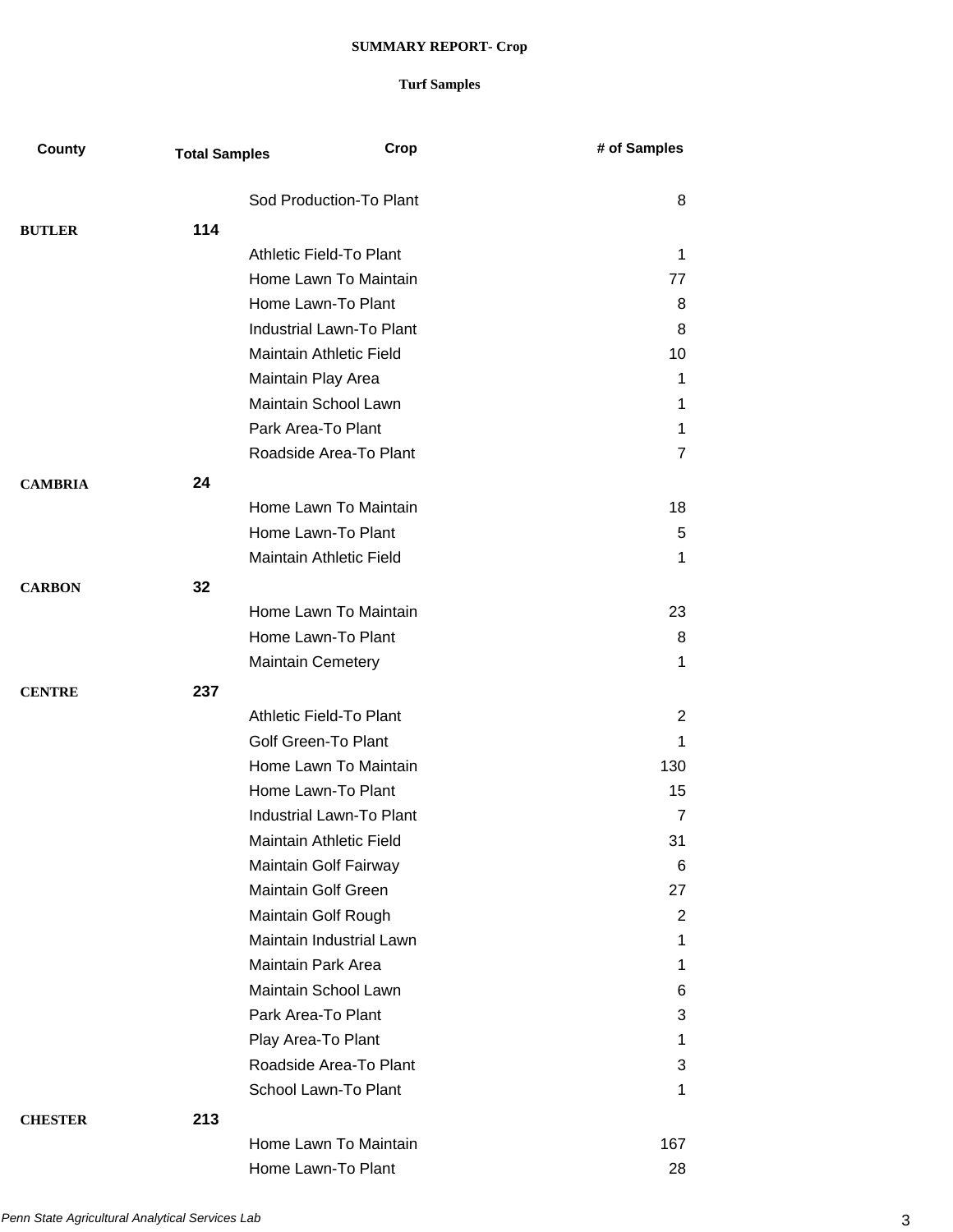**SUMMARY REPORT- Crop**

**Turf Samples**

| County | Total Samples | Crop | # of Samples |
|---|---|---|---|
| | | Sod Production-To Plant | 8 |
| **BUTLER** | **114** | | |
| | | Athletic Field-To Plant | 1 |
| | | Home Lawn To Maintain | 77 |
| | | Home Lawn-To Plant | 8 |
| | | Industrial Lawn-To Plant | 8 |
| | | Maintain Athletic Field | 10 |
| | | Maintain Play Area | 1 |
| | | Maintain School Lawn | 1 |
| | | Park Area-To Plant | 1 |
| | | Roadside Area-To Plant | 7 |
| **CAMBRIA** | **24** | | |
| | | Home Lawn To Maintain | 18 |
| | | Home Lawn-To Plant | 5 |
| | | Maintain Athletic Field | 1 |
| **CARBON** | **32** | | |
| | | Home Lawn To Maintain | 23 |
| | | Home Lawn-To Plant | 8 |
| | | Maintain Cemetery | 1 |
| **CENTRE** | **237** | | |
| | | Athletic Field-To Plant | 2 |
| | | Golf Green-To Plant | 1 |
| | | Home Lawn To Maintain | 130 |
| | | Home Lawn-To Plant | 15 |
| | | Industrial Lawn-To Plant | 7 |
| | | Maintain Athletic Field | 31 |
| | | Maintain Golf Fairway | 6 |
| | | Maintain Golf Green | 27 |
| | | Maintain Golf Rough | 2 |
| | | Maintain Industrial Lawn | 1 |
| | | Maintain Park Area | 1 |
| | | Maintain School Lawn | 6 |
| | | Park Area-To Plant | 3 |
| | | Play Area-To Plant | 1 |
| | | Roadside Area-To Plant | 3 |
| | | School Lawn-To Plant | 1 |
| **CHESTER** | **213** | | |
| | | Home Lawn To Maintain | 167 |
| | | Home Lawn-To Plant | 28 |

*Penn State Agricultural Analytical Services Lab*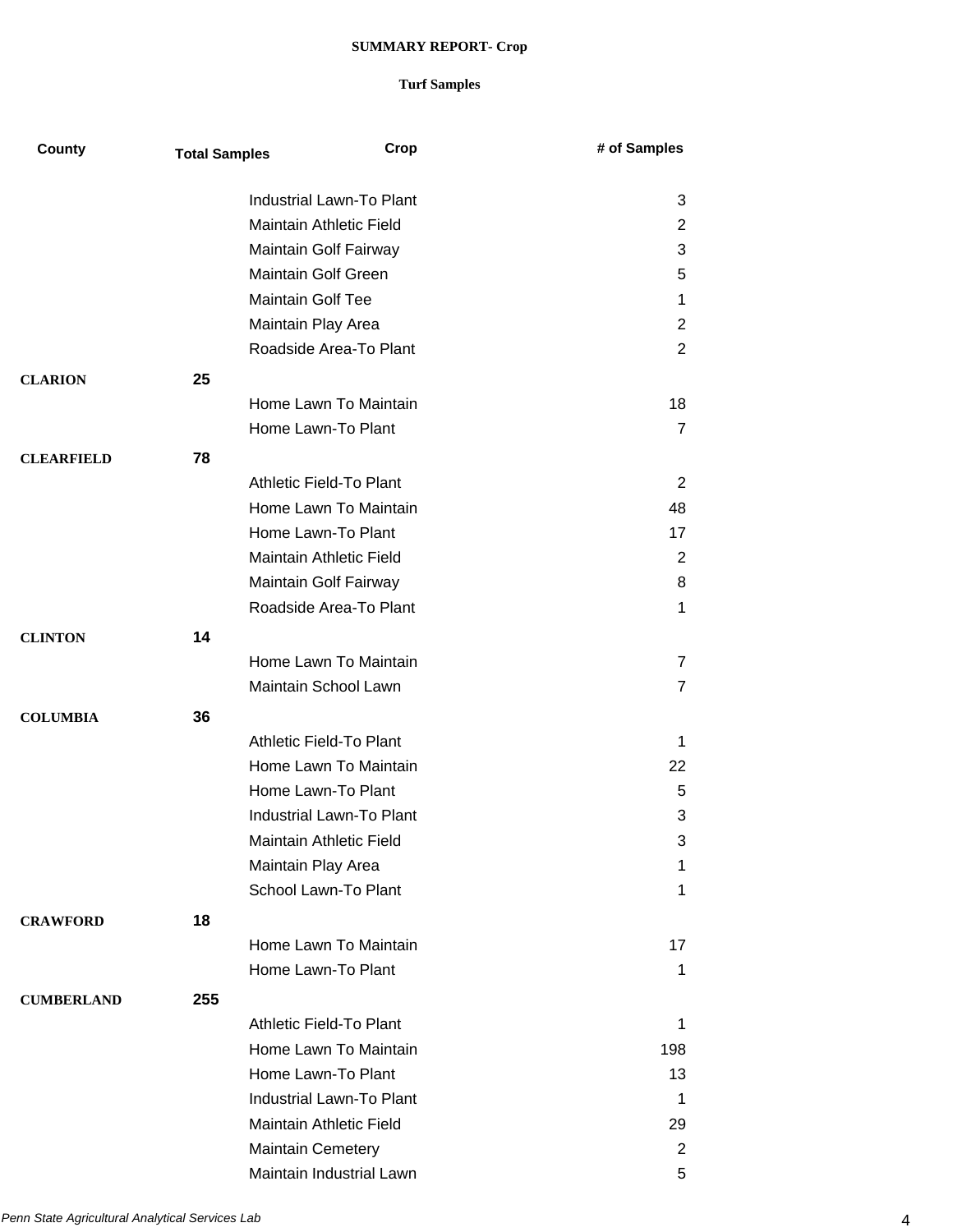**SUMMARY REPORT- Crop**

**Turf Samples**

| County | Total Samples | Crop | # of Samples |
|---|---|---|---|
| | | Industrial Lawn-To Plant | 3 |
| | | Maintain Athletic Field | 2 |
| | | Maintain Golf Fairway | 3 |
| | | Maintain Golf Green | 5 |
| | | Maintain Golf Tee | 1 |
| | | Maintain Play Area | 2 |
| | | Roadside Area-To Plant | 2 |
| **CLARION** | **25** | | |
| | | Home Lawn To Maintain | 18 |
| | | Home Lawn-To Plant | 7 |
| **CLEARFIELD** | **78** | | |
| | | Athletic Field-To Plant | 2 |
| | | Home Lawn To Maintain | 48 |
| | | Home Lawn-To Plant | 17 |
| | | Maintain Athletic Field | 2 |
| | | Maintain Golf Fairway | 8 |
| | | Roadside Area-To Plant | 1 |
| **CLINTON** | **14** | | |
| | | Home Lawn To Maintain | 7 |
| | | Maintain School Lawn | 7 |
| **COLUMBIA** | **36** | | |
| | | Athletic Field-To Plant | 1 |
| | | Home Lawn To Maintain | 22 |
| | | Home Lawn-To Plant | 5 |
| | | Industrial Lawn-To Plant | 3 |
| | | Maintain Athletic Field | 3 |
| | | Maintain Play Area | 1 |
| | | School Lawn-To Plant | 1 |
| **CRAWFORD** | **18** | | |
| | | Home Lawn To Maintain | 17 |
| | | Home Lawn-To Plant | 1 |
| **CUMBERLAND** | **255** | | |
| | | Athletic Field-To Plant | 1 |
| | | Home Lawn To Maintain | 198 |
| | | Home Lawn-To Plant | 13 |
| | | Industrial Lawn-To Plant | 1 |
| | | Maintain Athletic Field | 29 |
| | | Maintain Cemetery | 2 |
| | | Maintain Industrial Lawn | 5 |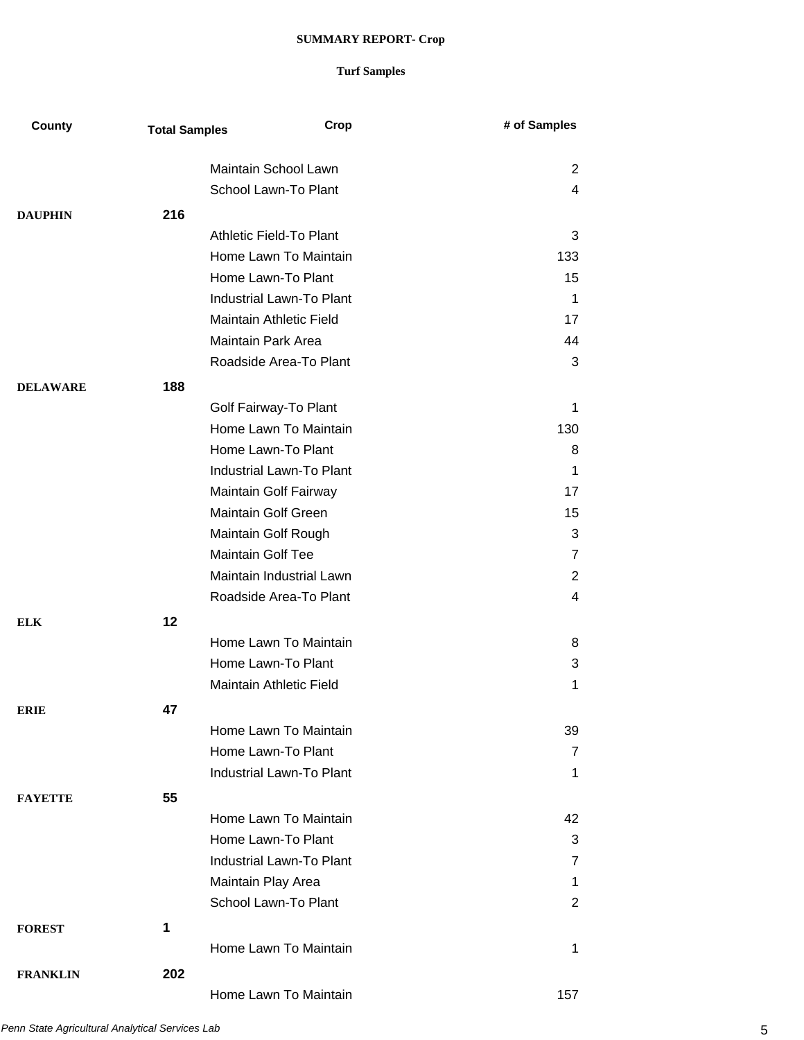**SUMMARY REPORT- Crop**

**Turf Samples**

| County | Total Samples | Crop | # of Samples |
|---|---|---|---|
| | | Maintain School Lawn | 2 |
| | | School Lawn-To Plant | 4 |
| **DAUPHIN** | **216** | | |
| | | Athletic Field-To Plant | 3 |
| | | Home Lawn To Maintain | 133 |
| | | Home Lawn-To Plant | 15 |
| | | Industrial Lawn-To Plant | 1 |
| | | Maintain Athletic Field | 17 |
| | | Maintain Park Area | 44 |
| | | Roadside Area-To Plant | 3 |
| **DELAWARE** | **188** | | |
| | | Golf Fairway-To Plant | 1 |
| | | Home Lawn To Maintain | 130 |
| | | Home Lawn-To Plant | 8 |
| | | Industrial Lawn-To Plant | 1 |
| | | Maintain Golf Fairway | 17 |
| | | Maintain Golf Green | 15 |
| | | Maintain Golf Rough | 3 |
| | | Maintain Golf Tee | 7 |
| | | Maintain Industrial Lawn | 2 |
| | | Roadside Area-To Plant | 4 |
| **ELK** | **12** | | |
| | | Home Lawn To Maintain | 8 |
| | | Home Lawn-To Plant | 3 |
| | | Maintain Athletic Field | 1 |
| **ERIE** | **47** | | |
| | | Home Lawn To Maintain | 39 |
| | | Home Lawn-To Plant | 7 |
| | | Industrial Lawn-To Plant | 1 |
| **FAYETTE** | **55** | | |
| | | Home Lawn To Maintain | 42 |
| | | Home Lawn-To Plant | 3 |
| | | Industrial Lawn-To Plant | 7 |
| | | Maintain Play Area | 1 |
| | | School Lawn-To Plant | 2 |
| **FOREST** | **1** | | |
| | | Home Lawn To Maintain | 1 |
| **FRANKLIN** | **202** | | |
| | | Home Lawn To Maintain | 157 |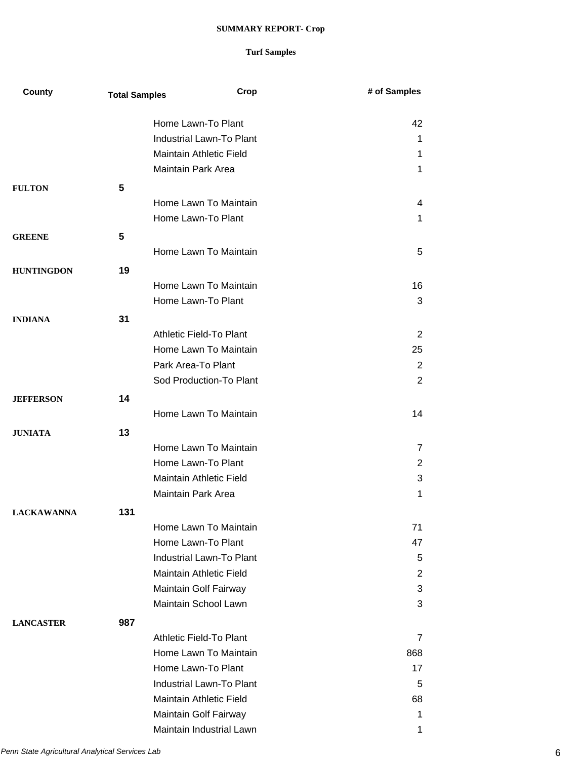**SUMMARY REPORT- Crop**

**Turf Samples**

| County | Total Samples | Crop | # of Samples |
|---|---|---|---|
| | | Home Lawn-To Plant | 42 |
| | | Industrial Lawn-To Plant | 1 |
| | | Maintain Athletic Field | 1 |
| | | Maintain Park Area | 1 |
| **FULTON** | **5** | | |
| | | Home Lawn To Maintain | 4 |
| | | Home Lawn-To Plant | 1 |
| **GREENE** | **5** | | |
| | | Home Lawn To Maintain | 5 |
| **HUNTINGDON** | **19** | | |
| | | Home Lawn To Maintain | 16 |
| | | Home Lawn-To Plant | 3 |
| **INDIANA** | **31** | | |
| | | Athletic Field-To Plant | 2 |
| | | Home Lawn To Maintain | 25 |
| | | Park Area-To Plant | 2 |
| | | Sod Production-To Plant | 2 |
| **JEFFERSON** | **14** | | |
| | | Home Lawn To Maintain | 14 |
| **JUNIATA** | **13** | | |
| | | Home Lawn To Maintain | 7 |
| | | Home Lawn-To Plant | 2 |
| | | Maintain Athletic Field | 3 |
| | | Maintain Park Area | 1 |
| **LACKAWANNA** | **131** | | |
| | | Home Lawn To Maintain | 71 |
| | | Home Lawn-To Plant | 47 |
| | | Industrial Lawn-To Plant | 5 |
| | | Maintain Athletic Field | 2 |
| | | Maintain Golf Fairway | 3 |
| | | Maintain School Lawn | 3 |
| **LANCASTER** | **987** | | |
| | | Athletic Field-To Plant | 7 |
| | | Home Lawn To Maintain | 868 |
| | | Home Lawn-To Plant | 17 |
| | | Industrial Lawn-To Plant | 5 |
| | | Maintain Athletic Field | 68 |
| | | Maintain Golf Fairway | 1 |
| | | Maintain Industrial Lawn | 1 |

*Penn State Agricultural Analytical Services Lab*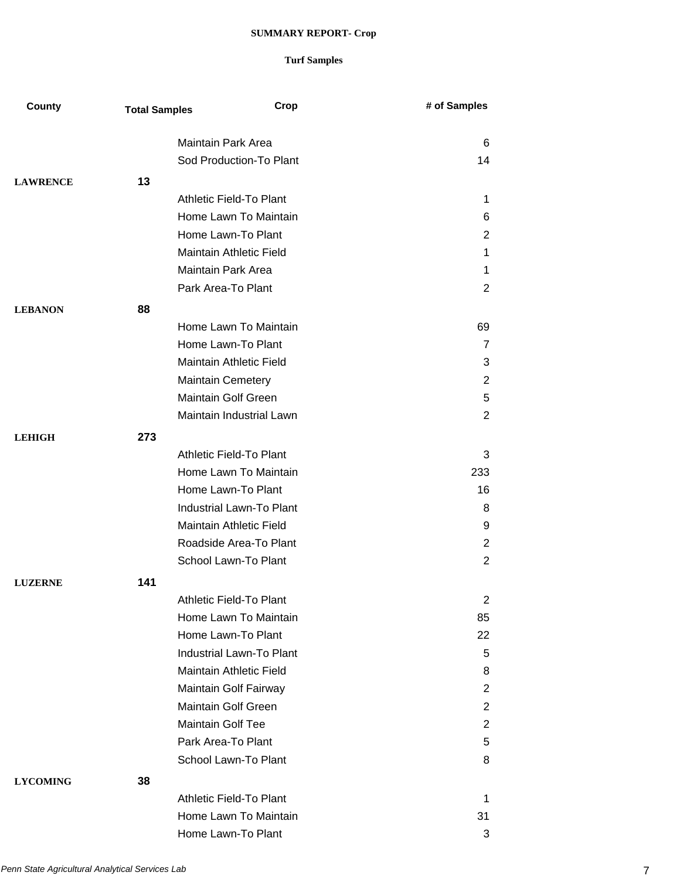**SUMMARY REPORT- Crop**

**Turf Samples**

| County | Total Samples | Crop | # of Samples |
|---|---|---|---|
| | | Maintain Park Area | 6 |
| | | Sod Production-To Plant | 14 |
| **LAWRENCE** | **13** | | |
| | | Athletic Field-To Plant | 1 |
| | | Home Lawn To Maintain | 6 |
| | | Home Lawn-To Plant | 2 |
| | | Maintain Athletic Field | 1 |
| | | Maintain Park Area | 1 |
| | | Park Area-To Plant | 2 |
| **LEBANON** | **88** | | |
| | | Home Lawn To Maintain | 69 |
| | | Home Lawn-To Plant | 7 |
| | | Maintain Athletic Field | 3 |
| | | Maintain Cemetery | 2 |
| | | Maintain Golf Green | 5 |
| | | Maintain Industrial Lawn | 2 |
| **LEHIGH** | **273** | | |
| | | Athletic Field-To Plant | 3 |
| | | Home Lawn To Maintain | 233 |
| | | Home Lawn-To Plant | 16 |
| | | Industrial Lawn-To Plant | 8 |
| | | Maintain Athletic Field | 9 |
| | | Roadside Area-To Plant | 2 |
| | | School Lawn-To Plant | 2 |
| **LUZERNE** | **141** | | |
| | | Athletic Field-To Plant | 2 |
| | | Home Lawn To Maintain | 85 |
| | | Home Lawn-To Plant | 22 |
| | | Industrial Lawn-To Plant | 5 |
| | | Maintain Athletic Field | 8 |
| | | Maintain Golf Fairway | 2 |
| | | Maintain Golf Green | 2 |
| | | Maintain Golf Tee | 2 |
| | | Park Area-To Plant | 5 |
| | | School Lawn-To Plant | 8 |
| **LYCOMING** | **38** | | |
| | | Athletic Field-To Plant | 1 |
| | | Home Lawn To Maintain | 31 |
| | | Home Lawn-To Plant | 3 |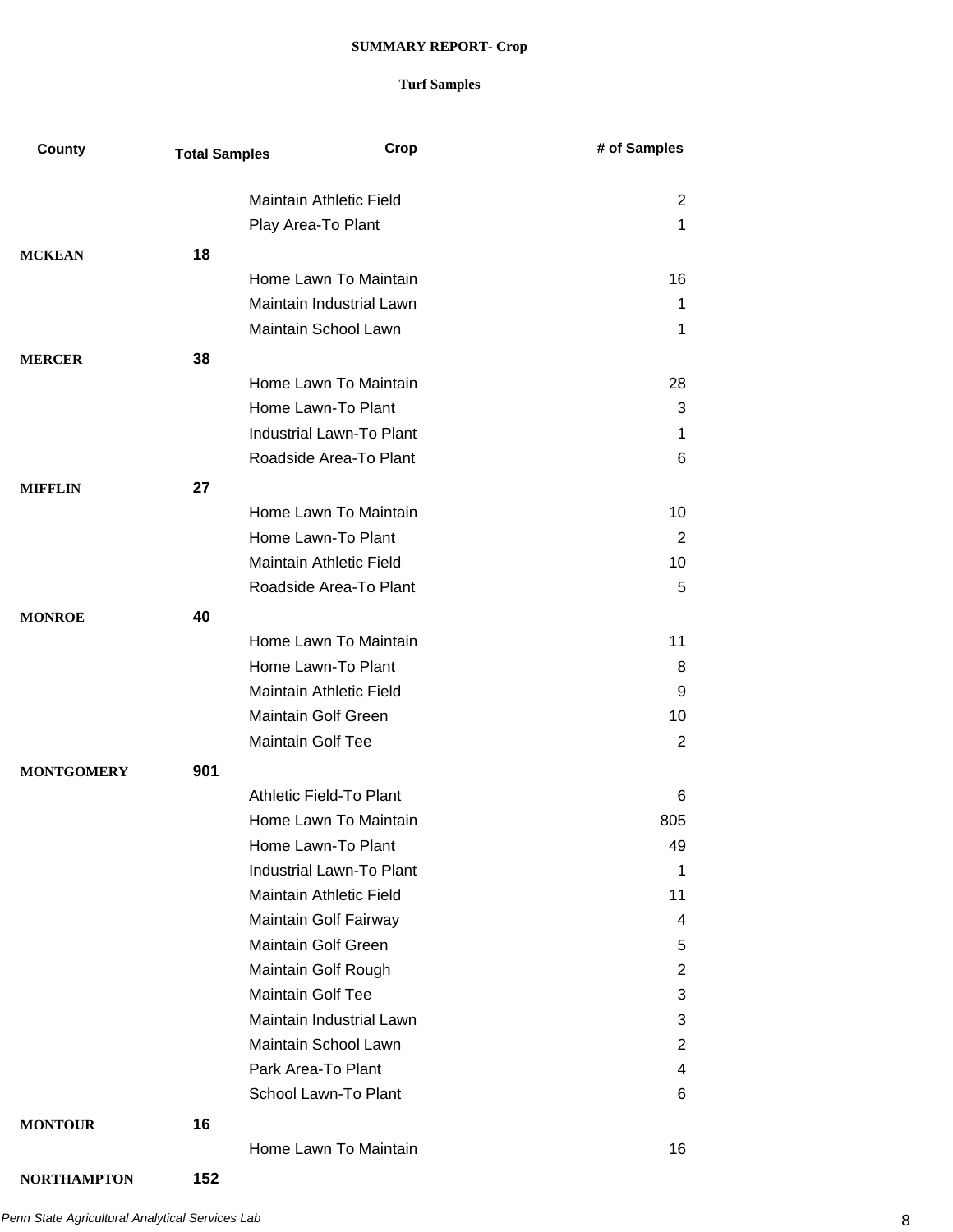**SUMMARY REPORT- Crop**

**Turf Samples**

| County | Total Samples | Crop | # of Samples |
| --- | --- | --- | --- |
| | | Maintain Athletic Field | 2 |
| | | Play Area-To Plant | 1 |
| **MCKEAN** | **18** | | |
| | | Home Lawn To Maintain | 16 |
| | | Maintain Industrial Lawn | 1 |
| | | Maintain School Lawn | 1 |
| **MERCER** | **38** | | |
| | | Home Lawn To Maintain | 28 |
| | | Home Lawn-To Plant | 3 |
| | | Industrial Lawn-To Plant | 1 |
| | | Roadside Area-To Plant | 6 |
| **MIFFLIN** | **27** | | |
| | | Home Lawn To Maintain | 10 |
| | | Home Lawn-To Plant | 2 |
| | | Maintain Athletic Field | 10 |
| | | Roadside Area-To Plant | 5 |
| **MONROE** | **40** | | |
| | | Home Lawn To Maintain | 11 |
| | | Home Lawn-To Plant | 8 |
| | | Maintain Athletic Field | 9 |
| | | Maintain Golf Green | 10 |
| | | Maintain Golf Tee | 2 |
| **MONTGOMERY** | **901** | | |
| | | Athletic Field-To Plant | 6 |
| | | Home Lawn To Maintain | 805 |
| | | Home Lawn-To Plant | 49 |
| | | Industrial Lawn-To Plant | 1 |
| | | Maintain Athletic Field | 11 |
| | | Maintain Golf Fairway | 4 |
| | | Maintain Golf Green | 5 |
| | | Maintain Golf Rough | 2 |
| | | Maintain Golf Tee | 3 |
| | | Maintain Industrial Lawn | 3 |
| | | Maintain School Lawn | 2 |
| | | Park Area-To Plant | 4 |
| | | School Lawn-To Plant | 6 |
| **MONTOUR** | **16** | | |
| | | Home Lawn To Maintain | 16 |
| **NORTHAMPTON** | **152** | | |

*Penn State Agricultural Analytical Services Lab*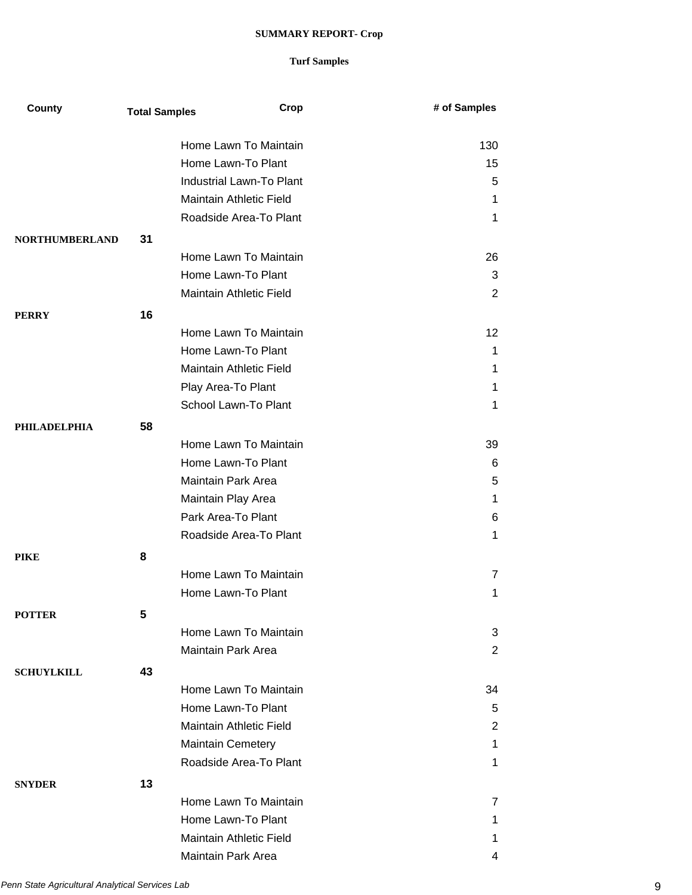**SUMMARY REPORT- Crop**

**Turf Samples**

| County | Total Samples | Crop | # of Samples |
|---|---|---|---|
| | | Home Lawn To Maintain | 130 |
| | | Home Lawn-To Plant | 15 |
| | | Industrial Lawn-To Plant | 5 |
| | | Maintain Athletic Field | 1 |
| | | Roadside Area-To Plant | 1 |
| **NORTHUMBERLAND** | **31** | | |
| | | Home Lawn To Maintain | 26 |
| | | Home Lawn-To Plant | 3 |
| | | Maintain Athletic Field | 2 |
| **PERRY** | **16** | | |
| | | Home Lawn To Maintain | 12 |
| | | Home Lawn-To Plant | 1 |
| | | Maintain Athletic Field | 1 |
| | | Play Area-To Plant | 1 |
| | | School Lawn-To Plant | 1 |
| **PHILADELPHIA** | **58** | | |
| | | Home Lawn To Maintain | 39 |
| | | Home Lawn-To Plant | 6 |
| | | Maintain Park Area | 5 |
| | | Maintain Play Area | 1 |
| | | Park Area-To Plant | 6 |
| | | Roadside Area-To Plant | 1 |
| **PIKE** | **8** | | |
| | | Home Lawn To Maintain | 7 |
| | | Home Lawn-To Plant | 1 |
| **POTTER** | **5** | | |
| | | Home Lawn To Maintain | 3 |
| | | Maintain Park Area | 2 |
| **SCHUYLKILL** | **43** | | |
| | | Home Lawn To Maintain | 34 |
| | | Home Lawn-To Plant | 5 |
| | | Maintain Athletic Field | 2 |
| | | Maintain Cemetery | 1 |
| | | Roadside Area-To Plant | 1 |
| **SNYDER** | **13** | | |
| | | Home Lawn To Maintain | 7 |
| | | Home Lawn-To Plant | 1 |
| | | Maintain Athletic Field | 1 |
| | | Maintain Park Area | 4 |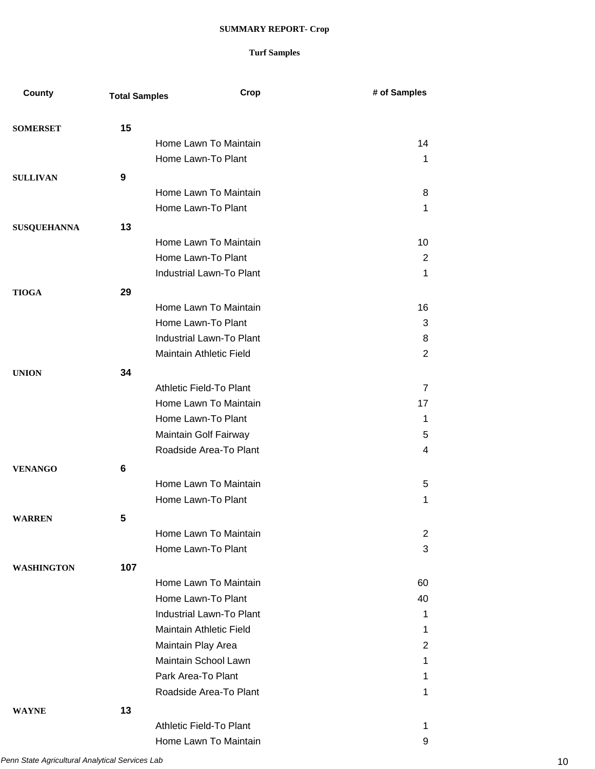**SUMMARY REPORT- Crop**

**Turf Samples**

| County | Total Samples | Crop | # of Samples |
|---|---|---|---|
| **SOMERSET** | **15** | | |
| | | Home Lawn To Maintain | 14 |
| | | Home Lawn-To Plant | 1 |
| **SULLIVAN** | **9** | | |
| | | Home Lawn To Maintain | 8 |
| | | Home Lawn-To Plant | 1 |
| **SUSQUEHANNA** | **13** | | |
| | | Home Lawn To Maintain | 10 |
| | | Home Lawn-To Plant | 2 |
| | | Industrial Lawn-To Plant | 1 |
| **TIOGA** | **29** | | |
| | | Home Lawn To Maintain | 16 |
| | | Home Lawn-To Plant | 3 |
| | | Industrial Lawn-To Plant | 8 |
| | | Maintain Athletic Field | 2 |
| **UNION** | **34** | | |
| | | Athletic Field-To Plant | 7 |
| | | Home Lawn To Maintain | 17 |
| | | Home Lawn-To Plant | 1 |
| | | Maintain Golf Fairway | 5 |
| | | Roadside Area-To Plant | 4 |
| **VENANGO** | **6** | | |
| | | Home Lawn To Maintain | 5 |
| | | Home Lawn-To Plant | 1 |
| **WARREN** | **5** | | |
| | | Home Lawn To Maintain | 2 |
| | | Home Lawn-To Plant | 3 |
| **WASHINGTON** | **107** | | |
| | | Home Lawn To Maintain | 60 |
| | | Home Lawn-To Plant | 40 |
| | | Industrial Lawn-To Plant | 1 |
| | | Maintain Athletic Field | 1 |
| | | Maintain Play Area | 2 |
| | | Maintain School Lawn | 1 |
| | | Park Area-To Plant | 1 |
| | | Roadside Area-To Plant | 1 |
| **WAYNE** | **13** | | |
| | | Athletic Field-To Plant | 1 |
| | | Home Lawn To Maintain | 9 |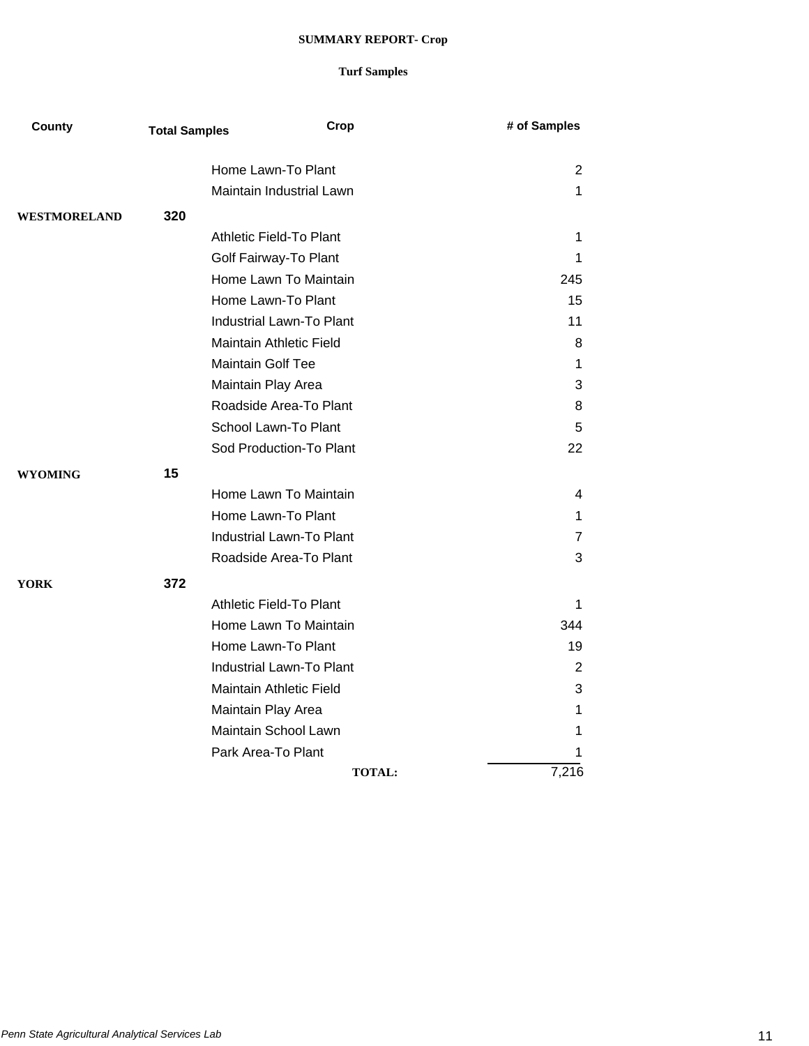**SUMMARY REPORT- Crop**

**Turf Samples**

| County | Total Samples | Crop | # of Samples |
|---|---|---|---|
| | | Home Lawn-To Plant | 2 |
| | | Maintain Industrial Lawn | 1 |
| **WESTMORELAND** | **320** | | |
| | | Athletic Field-To Plant | 1 |
| | | Golf Fairway-To Plant | 1 |
| | | Home Lawn To Maintain | 245 |
| | | Home Lawn-To Plant | 15 |
| | | Industrial Lawn-To Plant | 11 |
| | | Maintain Athletic Field | 8 |
| | | Maintain Golf Tee | 1 |
| | | Maintain Play Area | 3 |
| | | Roadside Area-To Plant | 8 |
| | | School Lawn-To Plant | 5 |
| | | Sod Production-To Plant | 22 |
| **WYOMING** | **15** | | |
| | | Home Lawn To Maintain | 4 |
| | | Home Lawn-To Plant | 1 |
| | | Industrial Lawn-To Plant | 7 |
| | | Roadside Area-To Plant | 3 |
| **YORK** | **372** | | |
| | | Athletic Field-To Plant | 1 |
| | | Home Lawn To Maintain | 344 |
| | | Home Lawn-To Plant | 19 |
| | | Industrial Lawn-To Plant | 2 |
| | | Maintain Athletic Field | 3 |
| | | Maintain Play Area | 1 |
| | | Maintain School Lawn | 1 |
| | | Park Area-To Plant | 1 |
| | | **TOTAL:** | 7,216 |